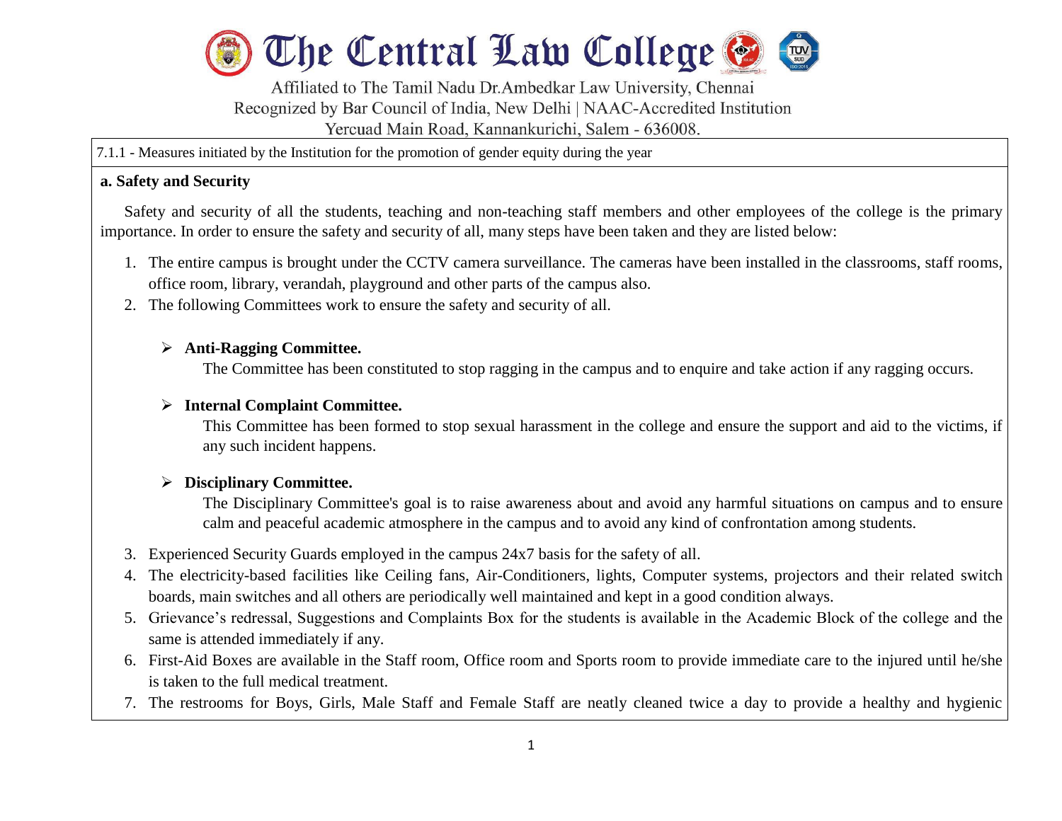# The Central Law College

Affiliated to The Tamil Nadu Dr.Ambedkar Law University, Chennai
Recognized by Bar Council of India, New Delhi | NAAC-Accredited Institution
Yercuad Main Road, Kannankurichi, Salem - 636008.

7.1.1 - Measures initiated by the Institution for the promotion of gender equity during the year

**a. Safety and Security**

Safety and security of all the students, teaching and non-teaching staff members and other employees of the college is the primary importance. In order to ensure the safety and security of all, many steps have been taken and they are listed below:

1. The entire campus is brought under the CCTV camera surveillance. The cameras have been installed in the classrooms, staff rooms, office room, library, verandah, playground and other parts of the campus also.
2. The following Committees work to ensure the safety and security of all.

   - **Anti-Ragging Committee.**
     The Committee has been constituted to stop ragging in the campus and to enquire and take action if any ragging occurs.

   - **Internal Complaint Committee.**
     This Committee has been formed to stop sexual harassment in the college and ensure the support and aid to the victims, if any such incident happens.

   - **Disciplinary Committee.**
     The Disciplinary Committee's goal is to raise awareness about and avoid any harmful situations on campus and to ensure calm and peaceful academic atmosphere in the campus and to avoid any kind of confrontation among students.

3. Experienced Security Guards employed in the campus 24x7 basis for the safety of all.
4. The electricity-based facilities like Ceiling fans, Air-Conditioners, lights, Computer systems, projectors and their related switch boards, main switches and all others are periodically well maintained and kept in a good condition always.
5. Grievance's redressal, Suggestions and Complaints Box for the students is available in the Academic Block of the college and the same is attended immediately if any.
6. First-Aid Boxes are available in the Staff room, Office room and Sports room to provide immediate care to the injured until he/she is taken to the full medical treatment.
7. The restrooms for Boys, Girls, Male Staff and Female Staff are neatly cleaned twice a day to provide a healthy and hygienic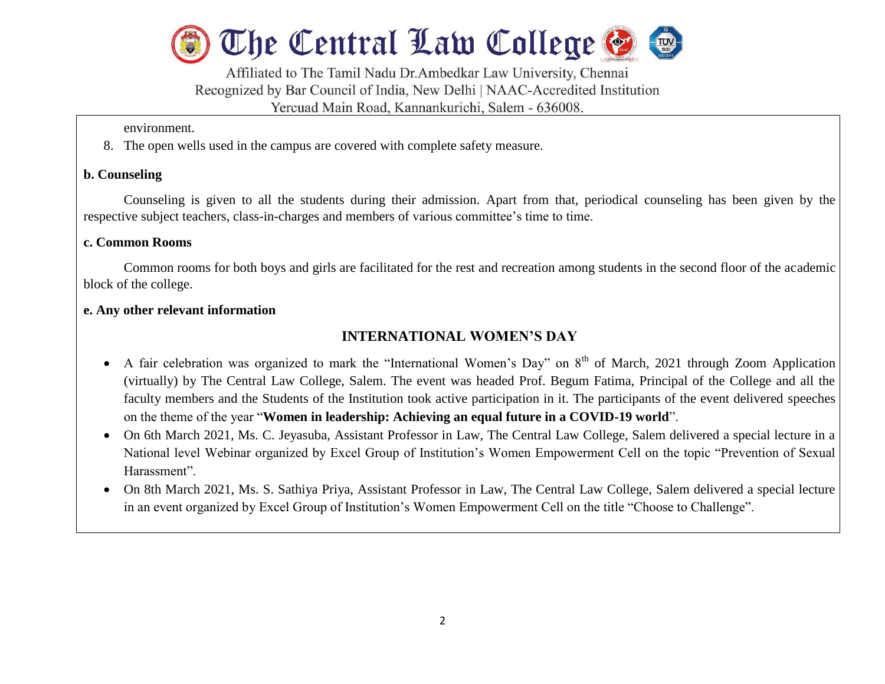environment.

8. The open wells used in the campus are covered with complete safety measure.

**b. Counseling**

Counseling is given to all the students during their admission. Apart from that, periodical counseling has been given by the respective subject teachers, class-in-charges and members of various committee's time to time.

**c. Common Rooms**

Common rooms for both boys and girls are facilitated for the rest and recreation among students in the second floor of the academic block of the college.

**e. Any other relevant information**

## INTERNATIONAL WOMEN'S DAY

- A fair celebration was organized to mark the "International Women's Day" on 8th of March, 2021 through Zoom Application (virtually) by The Central Law College, Salem. The event was headed Prof. Begum Fatima, Principal of the College and all the faculty members and the Students of the Institution took active participation in it. The participants of the event delivered speeches on the theme of the year "**Women in leadership: Achieving an equal future in a COVID-19 world**".
- On 6th March 2021, Ms. C. Jeyasuba, Assistant Professor in Law, The Central Law College, Salem delivered a special lecture in a National level Webinar organized by Excel Group of Institution's Women Empowerment Cell on the topic "Prevention of Sexual Harassment".
- On 8th March 2021, Ms. S. Sathiya Priya, Assistant Professor in Law, The Central Law College, Salem delivered a special lecture in an event organized by Excel Group of Institution's Women Empowerment Cell on the title "Choose to Challenge".